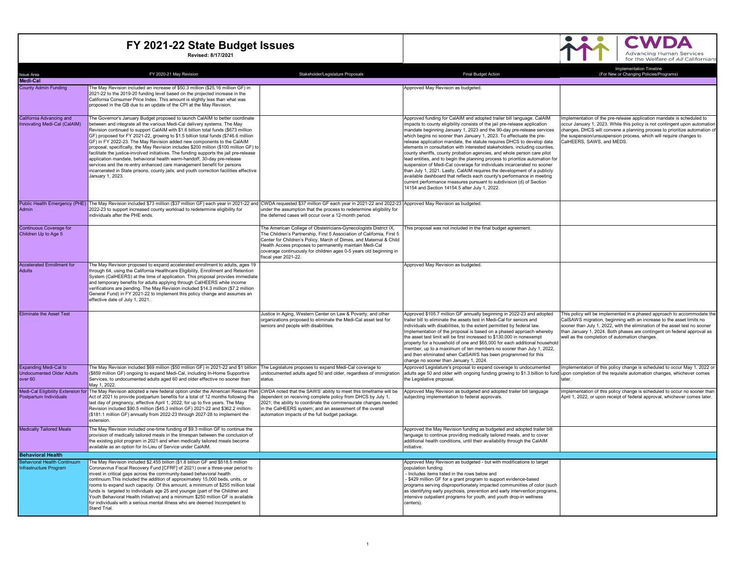# FY 2021-22 State Budget Issues

**Revised: 8/17/2021**

CWDA — Advancing Human Services for the Welfare of *All* Californians

| Issue Area | FY 2020-21 May Revision | Stakeholder/Legislature Proposals | Final Budget Action | Implementation Timeline (For New or Changing Policies/Programs) |
|---|---|---|---|---|
| **Medi-Cal** | | | | |
| County Admin Funding | The May Revision included an increase of $50.3 million ($25.16 million GF) in 2021-22 to the 2019-20 funding level based on the projected increase in the California Consumer Price Index. This amount is slightly less than what was proposed in the GB due to an update of the CPI at the May Revision. | | Approved May Revision as budgeted. | |
| California Advancing and Innovating Medi-Cal (CalAIM) | The Governor's January Budget proposed to launch CalAIM to better coordinate between and integrate all the various Medi-Cal delivery systems. The May Revision continued to support CalAIM with $1.6 billion total funds ($673 million GF) proposed for FY 2021-22, growing to $1.5 billion total funds ($746.6 million GF) in FY 2022-23. The May Revision added new components to the CalAIM proposal; specifically, the May Revision includes $200 million ($100 million GF) to facilitate the justice-involved initiatives. The funding supports the jail pre-release application mandate, behavioral health warm-handoff, 30-day pre-release services and the re-entry enhanced care management benefit for persons incarcerated in State prisons, county jails, and youth correction facilities effective January 1, 2023. | | Approved funding for CalAIM and adopted trailer bill language. CalAIM impacts to county eligibility consists of the jail pre-release application mandate beginning January 1, 2023 and the 90-day pre-release services which begins no sooner than January 1, 2023. To effectuate the pre-release application mandate, the statute requires DHCS to develop data elements in consultation with interested stakeholders, including counties, county sheriffs, county probation agencies, and whole person care pilot lead entities, and to begin the planning process to prioritize automation for suspension of Medi-Cal coverage for individuals incarcerated no sooner than July 1, 2021. Lastly, CalAIM requires the development of a publicly available dashboard that reflects each county's performance in meeting current performance measures pursuant to subdivision (d) of Section 14154 and Section 14154.5 after July 1, 2022. | Implementation of the pre-release application mandate is scheduled to occur January 1, 2023. While this policy is not contingent upon automation changes, DHCS will convene a planning process to prioritize automation of the suspension/unsuspension process, which will require changes to CalHEERS, SAWS, and MEDS. |
| Public Health Emergency (PHE) Admin | The May Revision included $73 million ($37 million GF) each year in 2021-22 and 2022-23 to support increased county workload to redetermine eligibility for individuals after the PHE ends. | CWDA requested $37 million GF each year in 2021-22 and 2022-23 under the assumption that the process to redetermine eligibility for the deferred cases will occur over a 12-month period. | Approved May Revision as budgeted. | |
| Continuous Coverage for Children Up to Age 5 | | The American College of Obstetricians-Gynecologists District IX, The Children's Partnership, First 5 Association of California, First 5 Center for Children's Policy, March of Dimes, and Maternal & Child Health Access proposes to permanently maintain Medi-Cal coverage continuously for children ages 0-5 years old beginning in fiscal year 2021-22. | This proposal was not included in the final budget agreement. | |
| Accelerated Enrollment for Adults | The May Revision proposed to expand accelerated enrollment to adults, ages 19 through 64, using the California Healthcare Eligibility, Enrollment and Retention System (CalHEERS) at the time of application. This proposal provides immediate and temporary benefits for adults applying through CalHEERS while income verifications are pending. The May Revision included $14.3 million ($7.2 million General Fund) in FY 2021-22 to implement this policy change and assumes an effective date of July 1, 2021. | | Approved May Revision as budgeted. | |
| Eliminate the Asset Test | | Justice in Aging, Western Center on Law & Poverty, and other organizations proposed to eliminate the Medi-Cal asset test for seniors and people with disabilities. | Approved $105.7 million GF annually beginning in 2022-23 and adopted trailer bill to eliminate the assets test in Medi-Cal for seniors and individuals with disabilities, to the extent permitted by federal law. Implementation of the proposal is based on a phased approach whereby the asset test limit will be first increased to $130,000 in nonexempt property for a household of one and $65,000 for each additional household member, up to a maximum of ten members no sooner than July 1, 2022, and then eliminated when CalSAWS has been programmed for this change no sooner than January 1, 2024. | This policy will be implemented in a phased approach to accommodate the CalSAWS migration, beginning with an increase to the asset limits no sooner than July 1, 2022, with the elimination of the asset test no sooner than January 1, 2024. Both phases are contingent on federal approval as well as the completion of automation changes. |
| Expanding Medi-Cal to Undocumented Older Adults over 60 | The May Revision included $69 million ($50 million GF) in 2021-22 and $1 billion ($859 million GF) ongoing to expand Medi-Cal, including In-Home Supportive Services, to undocumented adults aged 60 and older effective no sooner than May 1, 2022. | The Legislature proposes to expand Medi-Cal coverage to undocumented adults aged 50 and older, regardless of immigration status. | Approved Legislature's proposal to expand coverage to undocumented adults age 50 and older with ongoing funding growing to $1.3 billion to fund the Legislative proposal. | Implementation of this policy change is scheduled to occur May 1, 2022 or upon completion of the requisite automation changes, whichever comes later. |
| Medi-Cal Eligibility Extension for Postpartum Individuals | The May Revision adopted a new federal option under the American Rescue Plan Act of 2021 to provide postpartum benefits for a total of 12 months following the last day of pregnancy, effective April 1, 2022, for up to five years. The May Revision included $90.5 million ($45.3 million GF) 2021-22 and $362.2 million ($181.1 million GF) annually from 2022-23 through 2027-28 to implement the extension. | CWDA noted that the SAWS' ability to meet this timeframe will be dependent on receiving complete policy from DHCS by July 1, 2021; the ability to coordinate the commensurate changes needed in the CalHEERS system; and an assessment of the overall automation impacts of the full budget package. | Approved May Revision as budgeted and adopted trailer bill language subjecting implementation to federal approvals. | Implementation of this policy change is scheduled to occur no sooner than April 1, 2022, or upon receipt of federal approval, whichever comes later. |
| Medically Tailored Meals | The May Revision included one-time funding of $9.3 million GF to continue the provision of medically tailored meals in the timespan between the conclusion of the existing pilot program in 2021 and when medically tailored meals become available as an option for In-Lieu of Service under CalAIM. | | Approved the May Revision funding as budgeted and adopted trailer bill language to continue providing medically tailored meals, and to cover additional health conditions, until their availability through the CalAIM initiative. | |
| **Behavioral Health** | | | | |
| Behavioral Health Continuum Infrastructure Program | The May Revision included $2.455 billion ($1.8 billion GF and $518.5 million Coronavirus Fiscal Recovery Fund [CFRF] of 2021) over a three-year period to invest in critical gaps across the community-based behavioral health continuum.This included the addition of approximately 15,000 beds, units, or rooms to expand such capacity. Of this amount, a minimum of $255 million total funds is targeted to individuals age 25 and younger (part of the Children and Youth Behavioral Health Initiative) and a minimum $250 million GF is available for individuals with a serious mental illness who are deemed Incompetent to Stand Trial. | | Approved May Revision as budgeted - but with modifications to target population funding:<br>- Includes items listed in the rows below and<br>- $429 million GF for a grant program to support evidence-based programs serving disproportionately impacted communiities of color (such as identifying early psychosis, prevention and early intervention programs, intensive outpatient programs for youth, and youth drop-in wellness centers). | |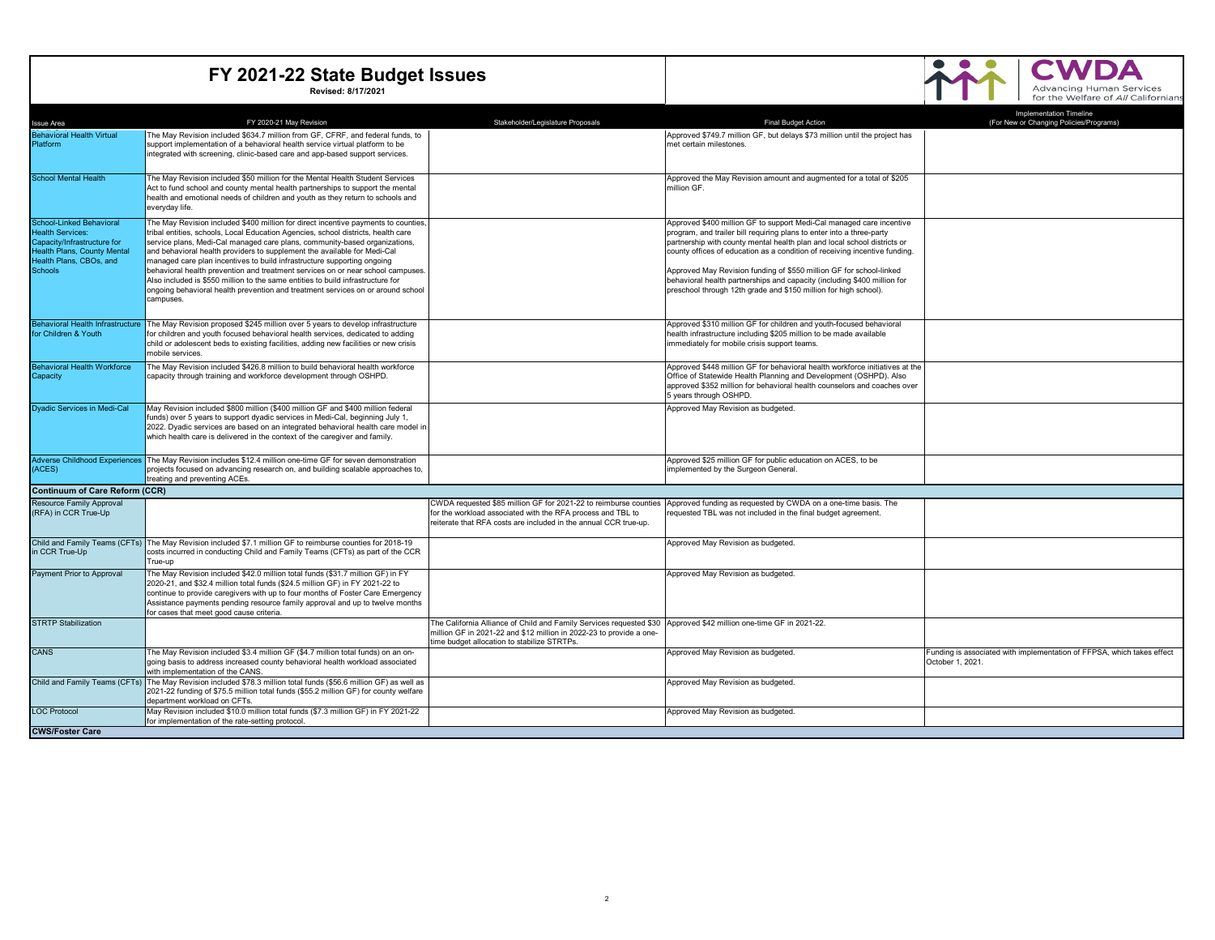# FY 2021-22 State Budget Issues

**Revised: 8/17/2021**

CWDA — Advancing Human Services for the Welfare of *All* Californians

| Issue Area | FY 2020-21 May Revision | Stakeholder/Legislature Proposals | Final Budget Action | Implementation Timeline (For New or Changing Policies/Programs) |
|---|---|---|---|---|
| Behavioral Health Virtual Platform | The May Revision included $634.7 million from GF, CFRF, and federal funds, to support implementation of a behavioral health service virtual platform to be integrated with screening, clinic-based care and app-based support services. | | Approved $749.7 million GF, but delays $73 million until the project has met certain milestones. | |
| School Mental Health | The May Revision included $50 million for the Mental Health Student Services Act to fund school and county mental health partnerships to support the mental health and emotional needs of children and youth as they return to schools and everyday life. | | Approved the May Revision amount and augmented for a total of $205 million GF. | |
| School-Linked Behavioral Health Services: Capacity/Infrastructure for Health Plans, County Mental Health Plans, CBOs, and Schools | The May Revision included $400 million for direct incentive payments to counties, tribal entities, schools, Local Education Agencies, school districts, health care service plans, Medi-Cal managed care plans, community-based organizations, and behavioral health providers to supplement the available for Medi-Cal managed care plan incentives to build infrastructure supporting ongoing behavioral health prevention and treatment services on or near school campuses. Also included is $550 million to the same entities to build infrastructure for ongoing behavioral health prevention and treatment services on or around school campuses. | | Approved $400 million GF to support Medi-Cal managed care incentive program, and trailer bill requiring plans to enter into a three-party partnership with county mental health plan and local school districts or county offices of education as a condition of receiving incentive funding.<br><br>Approved May Revision funding of $550 million GF for school-linked behavioral health partnerships and capacity (including $400 million for preschool through 12th grade and $150 million for high school). | |
| Behavioral Health Infrastructure for Children & Youth | The May Revision proposed $245 million over 5 years to develop infrastructure for children and youth focused behavioral health services, dedicated to adding child or adolescent beds to existing facilities, adding new facilities or new crisis mobile services. | | Approved $310 million GF for children and youth-focused behavioral health infrastructure including $205 million to be made available immediately for mobile crisis support teams. | |
| Behavioral Health Workforce Capacity | The May Revision included $426.8 million to build behavioral health workforce capacity through training and workforce development through OSHPD. | | Approved $448 million GF for behavioral health workforce initiatives at the Office of Statewide Health Planning and Development (OSHPD). Also approved $352 million for behavioral health counselors and coaches over 5 years through OSHPD. | |
| Dyadic Services in Medi-Cal | May Revision included $800 million ($400 million GF and $400 million federal funds) over 5 years to support dyadic services in Medi-Cal, beginning July 1, 2022. Dyadic services are based on an integrated behavioral health care model in which health care is delivered in the context of the caregiver and family. | | Approved May Revision as budgeted. | |
| Adverse Childhood Experiences (ACES) | The May Revision includes $12.4 million one-time GF for seven demonstration projects focused on advancing research on, and building scalable approaches to, treating and preventing ACEs. | | Approved $25 million GF for public education on ACES, to be implemented by the Surgeon General. | |
| **Continuum of Care Reform (CCR)** | | | | |
| Resource Family Approval (RFA) in CCR True-Up | | CWDA requested $85 million GF for 2021-22 to reimburse counties for the workload associated with the RFA process and TBL to reiterate that RFA costs are included in the annual CCR true-up. | Approved funding as requested by CWDA on a one-time basis. The requested TBL was not included in the final budget agreement. | |
| Child and Family Teams (CFTs) in CCR True-Up | The May Revision included $7.1 million GF to reimburse counties for 2018-19 costs incurred in conducting Child and Family Teams (CFTs) as part of the CCR True-up | | Approved May Revision as budgeted. | |
| Payment Prior to Approval | The May Revision included $42.0 million total funds ($31.7 million GF) in FY 2020-21, and $32.4 million total funds ($24.5 million GF) in FY 2021-22 to continue to provide caregivers with up to four months of Foster Care Emergency Assistance payments pending resource family approval and up to twelve months for cases that meet good cause criteria. | | Approved May Revision as budgeted. | |
| STRTP Stabilization | | The California Alliance of Child and Family Services requested $30 million GF in 2021-22 and $12 million in 2022-23 to provide a one-time budget allocation to stabilize STRTPs. | Approved $42 million one-time GF in 2021-22. | |
| CANS | The May Revision included $3.4 million GF ($4.7 million total funds) on an on-going basis to address increased county behavioral health workload associated with implementation of the CANS. | | Approved May Revision as budgeted. | Funding is associated with implementation of FFPSA, which takes effect October 1, 2021. |
| Child and Family Teams (CFTs) | The May Revision included $78.3 million total funds ($56.6 million GF) as well as 2021-22 funding of $75.5 million total funds ($55.2 million GF) for county welfare department workload on CFTs. | | Approved May Revision as budgeted. | |
| LOC Protocol | May Revision included $10.0 million total funds ($7.3 million GF) in FY 2021-22 for implementation of the rate-setting protocol. | | Approved May Revision as budgeted. | |
| **CWS/Foster Care** | | | | |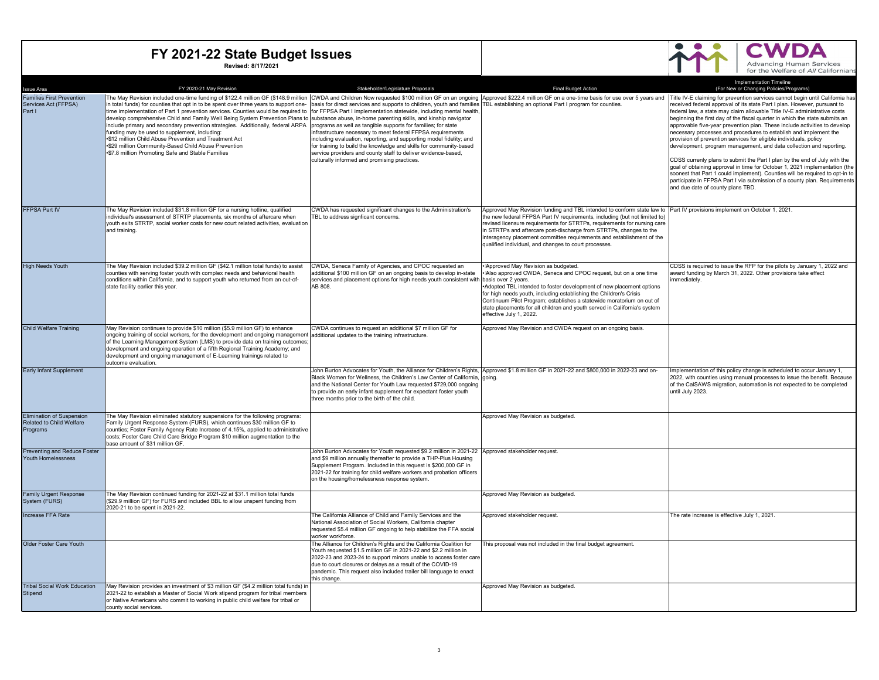# FY 2021-22 State Budget Issues

**Revised: 8/17/2021**

CWDA — Advancing Human Services for the Welfare of *All* Californians

| Issue Area | FY 2020-21 May Revision | Stakeholder/Legislature Proposals | Final Budget Action | Implementation Timeline (For New or Changing Policies/Programs) |
|---|---|---|---|---|
| Families First Prevention Services Act (FFPSA) Part I | The May Revision included one-time funding of $122.4 million GF ($148.9 million in total funds) for counties that opt in to be spent over three years to support one-time implementation of Part 1 prevention services. Counties would be required to develop comprehensive Child and Family Well Being System Prevention Plans to include primary and secondary prevention strategies. Additionally, federal ARPA funding may be used to supplement, including:<br>•$12 million Child Abuse Prevention and Treatment Act<br>•$29 million Community-Based Child Abuse Prevention<br>•$7.8 million Promoting Safe and Stable Families | CWDA and Children Now requested $100 million GF on an ongoing basis for direct services and supports to children, youth and families for FFPSA Part I implementation statewide, including mental health, substance abuse, in-home parenting skills, and kinship navigator programs as well as tangible supports for families; for state infrastructure necessary to meet federal FFPSA requirements including evaluation, reporting, and supporting model fidelity; and for training to build the knowledge and skills for community-based service providers and county staff to deliver evidence-based, culturally informed and promising practices. | Approved $222.4 million GF on a one-time basis for use over 5 years and TBL establishing an optional Part I program for counties. | Title IV-E claiming for prevention services cannot begin until California has received federal approval of its state Part I plan. However, pursuant to federal law, a state may claim allowable Title IV-E administrative costs beginning the first day of the fiscal quarter in which the state submits an approvable five-year prevention plan. These include activities to develop necessary processes and procedures to establish and implement the provision of prevention services for eligible individuals, policy development, program management, and data collection and reporting.<br><br>CDSS currenly plans to submit the Part I plan by the end of July with the goal of obtaining approval in time for October 1, 2021 implementation (the soonest that Part 1 could implement). Counties will be required to opt-in to participate in FFPSA Part I via submission of a county plan. Requirements and due date of county plans TBD. |
| FFPSA Part IV | The May Revision included $31.8 million GF for a nursing hotline, qualified individual's assessment of STRTP placements, six months of aftercare when youth exits STRTP, social worker costs for new court related activities, evaluation and training. | CWDA has requested significant changes to the Administration's TBL to address signficant concerns. | Approved May Revision funding and TBL intended to conform state law to the new federal FFPSA Part IV requirements, including (but not limited to) revised licensure requirements for STRTPs, requirements for nursing care in STRTPs and aftercare post-discharge from STRTPs, changes to the interagency placement committee requirements and establishment of the qualified individual, and changes to court processes. | Part IV provisions implement on October 1, 2021. |
| High Needs Youth | The May Revision included $39.2 million GF ($42.1 million total funds) to assist counties with serving foster youth with complex needs and behavioral health conditions within California, and to support youth who returned from an out-of-state facility earlier this year. | CWDA, Seneca Family of Agencies, and CPOC requested an additional $100 million GF on an ongoing basis to develop in-state services and placement options for high needs youth consistent with AB 808. | • Approved May Revision as budgeted.<br>• Also approved CWDA, Seneca and CPOC request, but on a one time basis over 2 years.<br>•Adopted TBL intended to foster development of new placement options for high needs youth, including establishing the Children's Crisis Continuum Pilot Program; establishes a statewide moratorium on out of state placements for all children and youth served in California's system effective July 1, 2022. | CDSS is required to issue the RFP for the pilots by January 1, 2022 and award funding by March 31, 2022. Other provisions take effect immediately. |
| Child Welfare Training | May Revision continues to provide $10 million ($5.9 million GF) to enhance ongoing training of social workers, for the development and ongoing management of the Learning Management System (LMS) to provide data on training outcomes; development and ongoing operation of a fifth Regional Training Academy; and development and ongoing management of E-Learning trainings related to outcome evaluation. | CWDA continues to request an additional $7 million GF for additional updates to the training infrastructure. | Approved May Revision and CWDA request on an ongoing basis. | |
| Early Infant Supplement | | John Burton Advocates for Youth, the Alliance for Children's Rights, Black Women for Wellness, the Children's Law Center of California, and the National Center for Youth Law requested $729,000 ongoing to provide an early infant supplement for expectant foster youth three months prior to the birth of the child. | Approved $1.8 million GF in 2021-22 and $800,000 in 2022-23 and on-going. | Implementation of this policy change is scheduled to occur January 1, 2022, with counties using manual processes to issue the benefit. Because of the CalSAWS migration, automation is not expected to be completed until July 2023. |
| Elimination of Suspension Related to Child Welfare Programs | The May Revision eliminated statutory suspensions for the following programs: Family Urgent Response System (FURS), which continues $30 million GF to counties; Foster Family Agency Rate Increase of 4.15%, applied to administrative costs; Foster Care Child Care Bridge Program $10 million augmentation to the base amount of $31 million GF. | | Approved May Revision as budgeted. | |
| Preventing and Reduce Foster Youth Homelessness | | John Burton Advocates for Youth requested $9.2 million in 2021-22 and $9 million annually thereafter to provide a THP-Plus Housing Supplement Program. Included in this request is $200,000 GF in 2021-22 for training for child welfare workers and probation officers on the housing/homelessness response system. | Approved stakeholder request. | |
| Family Urgent Response System (FURS) | The May Revision continued funding for 2021-22 at $31.1 million total funds ($29.9 million GF) for FURS and included BBL to allow unspent funding from 2020-21 to be spent in 2021-22. | | Approved May Revision as budgeted. | |
| Increase FFA Rate | | The California Alliance of Child and Family Services and the National Association of Social Workers, California chapter requested $5.4 million GF ongoing to help stabilize the FFA social worker workforce. | Approved stakeholder request. | The rate increase is effective July 1, 2021. |
| Older Foster Care Youth | | The Alliance for Children's Rights and the California Coalition for Youth requested $1.5 million GF in 2021-22 and $2.2 million in 2022-23 and 2023-24 to support minors unable to access foster care due to court closures or delays as a result of the COVID-19 pandemic. This request also included trailer bill language to enact this change. | This proposal was not included in the final budget agreement. | |
| Tribal Social Work Education Stipend | May Revision provides an investment of $3 million GF ($4.2 million total funds) in 2021-22 to establish a Master of Social Work stipend program for tribal members or Native Americans who commit to working in public child welfare for tribal or county social services. | | Approved May Revision as budgeted. | |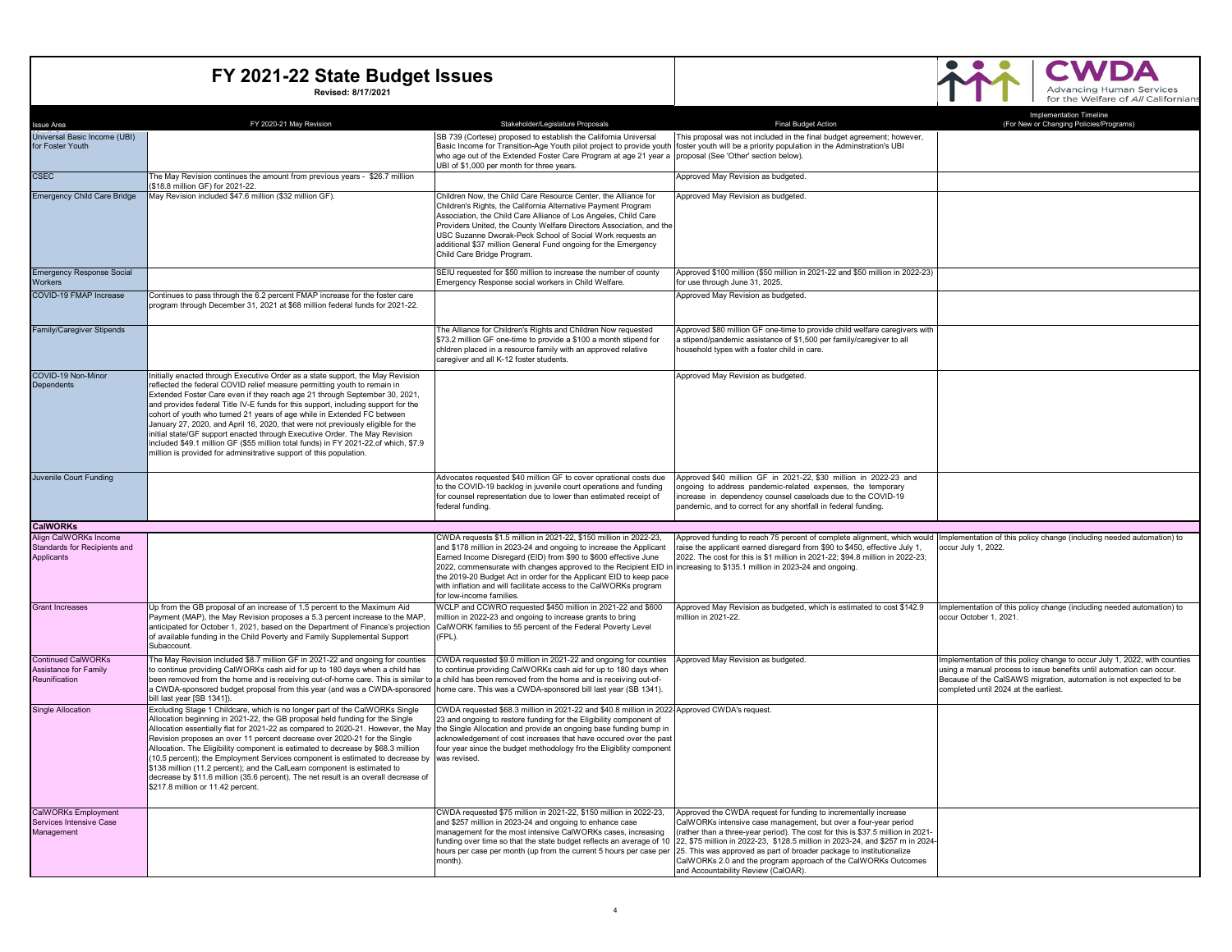# FY 2021-22 State Budget Issues

**Revised: 8/17/2021**

CWDA — Advancing Human Services for the Welfare of *All* Californians

| Issue Area | FY 2020-21 May Revision | Stakeholder/Legislature Proposals | Final Budget Action | Implementation Timeline (For New or Changing Policies/Programs) |
|---|---|---|---|---|
| Universal Basic Income (UBI) for Foster Youth | | SB 739 (Cortese) proposed to establish the California Universal Basic Income for Transition-Age Youth pilot project to provide youth who age out of the Extended Foster Care Program at age 21 year a UBI of $1,000 per month for three years. | This proposal was not included in the final budget agreement; however, foster youth will be a priority population in the Adminstration's UBI proposal (See 'Other' section below). | |
| CSEC | The May Revision continues the amount from previous years - $26.7 million ($18.8 million GF) for 2021-22. | | Approved May Revision as budgeted. | |
| Emergency Child Care Bridge | May Revision included $47.6 million ($32 million GF). | Children Now, the Child Care Resource Center, the Alliance for Children's Rights, the California Alternative Payment Program Association, the Child Care Alliance of Los Angeles, Child Care Providers United, the County Welfare Directors Association, and the USC Suzanne Dworak-Peck School of Social Work requests an additional $37 million General Fund ongoing for the Emergency Child Care Bridge Program. | Approved May Revision as budgeted. | |
| Emergency Response Social Workers | | SEIU requested for $50 million to increase the number of county Emergency Response social workers in Child Welfare. | Approved $100 million ($50 million in 2021-22 and $50 million in 2022-23) for use through June 31, 2025. | |
| COVID-19 FMAP Increase | Continues to pass through the 6.2 percent FMAP increase for the foster care program through December 31, 2021 at $68 million federal funds for 2021-22. | | Approved May Revision as budgeted. | |
| Family/Caregiver Stipends | | The Alliance for Children's Rights and Children Now requested $73.2 million GF one-time to provide a $100 a month stipend for chldren placed in a resource family with an approved relative caregiver and all K-12 foster students. | Approved $80 million GF one-time to provide child welfare caregivers with a stipend/pandemic assistance of $1,500 per family/caregiver to all household types with a foster child in care. | |
| COVID-19 Non-Minor Dependents | Initially enacted through Executive Order as a state support, the May Revision reflected the federal COVID relief measure permitting youth to remain in Extended Foster Care even if they reach age 21 through September 30, 2021, and provides federal Title IV-E funds for this support, including support for the cohort of youth who turned 21 years of age while in Extended FC between January 27, 2020, and April 16, 2020, that were not previously eligible for the initial state/GF support enacted through Executive Order. The May Revision included $49.1 million GF ($55 million total funds) in FY 2021-22,of which, $7.9 million is provided for adminsitrative support of this population. | | Approved May Revision as budgeted. | |
| Juvenile Court Funding | | Advocates requested $40 million GF to cover oprational costs due to the COVID-19 backlog in juvenile court operations and funding for counsel representation due to lower than estimated receipt of federal funding. | Approved $40 million GF in 2021-22, $30 million in 2022-23 and ongoing to address pandemic-related expenses, the temporary increase in dependency counsel caseloads due to the COVID-19 pandemic, and to correct for any shortfall in federal funding. | |
| **CalWORKs** | | | | |
| Align CalWORKs Income Standards for Recipients and Applicants | | CWDA requests $1.5 million in 2021-22, $150 million in 2022-23, and $178 million in 2023-24 and ongoing to increase the Applicant Earned Income Disregard (EID) from $90 to $600 effective June 2022, commensurate with changes approved to the Recipient EID in the 2019-20 Budget Act in order for the Applicant EID to keep pace with inflation and will facilitate access to the CalWORKs program for low-income families. | Approved funding to reach 75 percent of complete alignment, which would raise the applicant earned disregard from $90 to $450, effective July 1, 2022. The cost for this is $1 million in 2021-22; $94.8 million in 2022-23; increasing to $135.1 million in 2023-24 and ongoing. | Implementation of this policy change (including needed automation) to occur July 1, 2022. |
| Grant Increases | Up from the GB proposal of an increase of 1.5 percent to the Maximum Aid Payment (MAP), the May Revision proposes a 5.3 percent increase to the MAP, anticipated for October 1, 2021, based on the Department of Finance's projection of available funding in the Child Poverty and Family Supplemental Support Subaccount. | WCLP and CCWRO requested $450 million in 2021-22 and $600 million in 2022-23 and ongoing to increase grants to bring CalWORK families to 55 percent of the Federal Poverty Level (FPL). | Approved May Revision as budgeted, which is estimated to cost $142.9 million in 2021-22. | Implementation of this policy change (including needed automation) to occur October 1, 2021. |
| Continued CalWORKs Assistance for Family Reunification | The May Revision included $8.7 million GF in 2021-22 and ongoing for counties to continue providing CalWORKs cash aid for up to 180 days when a child has been removed from the home and is receiving out-of-home care. This is similar to a CWDA-sponsored budget proposal from this year (and was a CWDA-sponsored bill last year [SB 1341]). | CWDA requested $9.0 million in 2021-22 and ongoing for counties to continue providing CalWORKs cash aid for up to 180 days when a child has been removed from the home and is receiving out-of-home care. This was a CWDA-sponsored bill last year (SB 1341). | Approved May Revision as budgeted. | Implementation of this policy change to occur July 1, 2022, with counties using a manual process to issue benefits until automation can occur. Because of the CalSAWS migration, automation is not expected to be completed until 2024 at the earliest. |
| Single Allocation | Excluding Stage 1 Childcare, which is no longer part of the CalWORKs Single Allocation beginning in 2021-22, the GB proposal held funding for the Single Allocation essentially flat for 2021-22 as compared to 2020-21. However, the May Revision proposes an over 11 percent decrease over 2020-21 for the Single Allocation. The Eligibility component is estimated to decrease by $68.3 million (10.5 percent); the Employment Services component is estimated to decrease by $138 million (11.2 percent); and the CalLearn component is estimated to decrease by $11.6 million (35.6 percent). The net result is an overall decrease of $217.8 million or 11.42 percent. | CWDA requested $68.3 million in 2021-22 and $40.8 million in 2022-23 and ongoing to restore funding for the Eligibility component of the Single Allocation and provide an ongoing base funding bump in acknowledgement of cost increases that have occured over the past four year since the budget methodology fro the Eligiblity component was revised. | Approved CWDA's request. | |
| CalWORKs Employment Services Intensive Case Management | | CWDA requested $75 million in 2021-22, $150 million in 2022-23, and $257 million in 2023-24 and ongoing to enhance case management for the most intensive CalWORKs cases, increasing funding over time so that the state budget reflects an average of 10 hours per case per month (up from the current 5 hours per case per month). | Approved the CWDA request for funding to incrementally increase CalWORKs intensive case management, but over a four-year period (rather than a three-year period). The cost for this is $37.5 million in 2021-22, $75 million in 2022-23, $128.5 million in 2023-24, and $257 m in 2024-25. This was approved as part of broader package to institutionalize CalWORKs 2.0 and the program approach of the CalWORKs Outcomes and Accountability Review (CalOAR). | |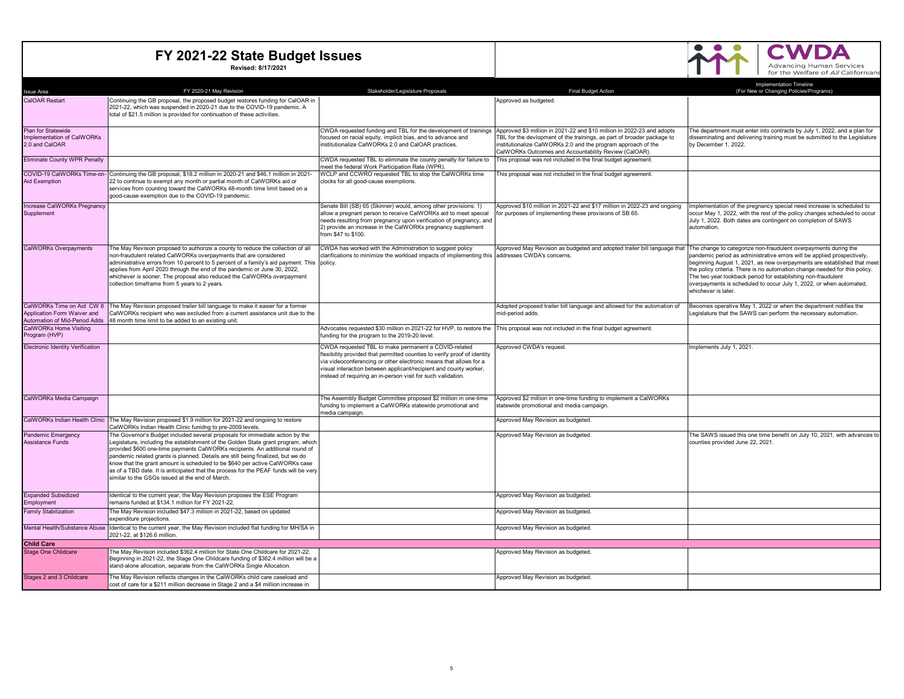# FY 2021-22 State Budget Issues

**Revised: 8/17/2021**

CWDA — Advancing Human Services for the Welfare of *All* Californians

| Issue Area | FY 2020-21 May Revision | Stakeholder/Legislature Proposals | Final Budget Action | Implementation Timeline (For New or Changing Policies/Programs) |
|---|---|---|---|---|
| CalOAR Restart | Continuing the GB proposal, the proposed budget restores funding for CalOAR in 2021-22, which was suspended in 2020-21 due to the COVID-19 pandemic. A total of $21.5 million is provided for continuation of these activities. | | Approved as budgeted. | |
| Plan for Statewide Implementation of CalWORKs 2.0 and CalOAR | | CWDA requested funding and TBL for the development of trainings focused on racial equity, implicit bias, and to advance and institutionalize CalWORKs 2.0 and CalOAR practices. | Approved $3 million in 2021-22 and $10 million in 2022-23 and adopts TBL for the devlopment of the trainings, as part of broader package to institutionalize CalWORKs 2.0 and the program approach of the CalWORKs Outcomes and Accountability Review (CalOAR). | The department must enter into contracts by July 1, 2022, and a plan for disseminating and delivering training must be submitted to the Legislature by December 1, 2022. |
| Eliminate County WPR Penalty | | CWDA requested TBL to eliminate the county penalty for failure to meet the federal Work Participation Rate (WPR). | This proposal was not included in the final budget agreement. | |
| COVID-19 CalWORKs Time-on-Aid Exemption | Continuing the GB proposal, $18.2 million in 2020-21 and $46.1 million in 2021-22 to continue to exempt any month or partial month of CalWORKs aid or services from counting toward the CalWORKs 48-month time limit based on a good-cause exemption due to the COVID-19 pandemic. | WCLP and CCWRO requested TBL to stop the CalWORKs time clocks for all good-cause exemptions. | This proposal was not included in the final budget agreement. | |
| Increase CalWORKs Pregnancy Supplement | | Senate Bill (SB) 65 (Skinner) would, among other provisions: 1) allow a pregnant person to receive CalWORKs aid to meet special needs resulting from pregnancy upon verification of pregnancy, and 2) provide an increase in the CalWORKs pregnancy supplement from $47 to $100. | Approved $10 million in 2021-22 and $17 million in 2022-23 and ongoing for purposes of implementing these provisions of SB 65. | Implementation of the pregnancy special need increase is scheduled to occur May 1, 2022, with the rest of the policy changes scheduled to occur July 1, 2022. Both dates are contingent on completion of SAWS automation. |
| CalWORKs Overpayments | The May Revision proposed to authorize a county to reduce the collection of all non-fraudulent related CalWORKs overpayments that are considered administrative errors from 10 percent to 5 percent of a family's aid payment. This applies from April 2020 through the end of the pandemic or June 30, 2022, whichever is sooner. The proposal also reduced the CalWORKs overpayment collection timeframe from 5 years to 2 years. | CWDA has worked with the Administration to suggest policy clarifications to minimize the workload impacts of implementing this policy. | Approved May Revision as budgeted and adopted trailer bill language that addresses CWDA's concerns. | The change to categorize non-fraudulent overpayments during the pandemic period as administrative errors will be applied prospectively, beginning August 1, 2021, as new overpayments are established that meet the policy criteria. There is no automation change needed for this policy. The two year lookback period for establishing non-fraudulent overpayments is scheduled to occur July 1, 2022, or when automated, whichever is later. |
| CalWORKs Time on Aid CW 8 Application Form Waiver and Automation of Mid-Period Adds | The May Revision proposed trailer bill language to make it easier for a former CalWORKs recipient who was excluded from a current assistance unit due to the 48 month time limit to be added to an existing unit. | | Adopted proposed trailer bill language and allowed for the automation of mid-period adds. | Becomes operative May 1, 2022 or when the department notifies the Legislature that the SAWS can perform the necessary automation. |
| CalWORKs Home Visiting Program (HVP) | | Advocates requested $30 million in 2021-22 for HVP, to restore the funding for the program to the 2019-20 level. | This proposal was not included in the final budget agreement. | |
| Electronic Identity Verification | | CWDA requested TBL to make permanent a COVID-related flexibility provided that permitted counties to verify proof of identity via videoconferencing or other electronic means that allows for a visual interaction between applicant/recipient and county worker, instead of requiring an in-person visit for such validation. | Approved CWDA's request. | Implements July 1, 2021. |
| CalWORKs Media Campaign | | The Assembly Budget Committee proposed $2 million in one-time funidng to implement a CalWORKs statewide promotional and media campaign. | Approved $2 million in one-time funding to implement a CalWORKs statewide promotional and media campaign. | |
| CalWORKs Indian Health Clinic | The May Revision proposed $1.9 million for 2021-22 and ongoing to restore CalWORKs Indian Health Clinic funidng to pre-2009 levels. | | Approved May Revision as budgeted. | |
| Pandemic Emergency Assistance Funds | The Governor's Budget included several proposals for immediate action by the Legislature, including the establishment of the Golden State grant program, which provided $600 one-time payments CalWORKs recipients. An additional round of pandemic related grants is planned. Details are still being finalized, but we do know that the grant amount is scheduled to be $640 per active CalWORKs case as of a TBD date. It is anticipated that the process for the PEAF funds will be very similar to the GSGs issued at the end of March. | | Approved May Revision as budgeted. | The SAWS issued this one time benefit on July 10, 2021, with advances to counties provided June 22, 2021. |
| Expanded Subsidized Employment | Identical to the current year, the May Revision proposes the ESE Program remains funded at $134.1 million for FY 2021-22. | | Approved May Revision as budgeted. | |
| Family Stabilization | The May Revision included $47.3 million in 2021-22, based on updated expenditure projections. | | Approved May Revision as budgeted. | |
| Mental Health/Substance Abuse | Identical to the current year, the May Revision included flat funding for MH/SA in 2021-22, at $126.6 million. | | Approved May Revision as budgeted. | |
| **Child Care** | | | | |
| Stage One Childcare | The May Revision included $362.4 million for State One Childcare for 2021-22. Beginning in 2021-22, the Stage One Childcare funding of $362.4 million will be a stand-alone allocation, separate from the CalWORKs Single Allocation. | | Approved May Revision as budgeted. | |
| Stages 2 and 3 Childcare | The May Revision reflects changes in the CalWORKs child care caseload and cost of care for a $211 million decrease in Stage 2 and a $4 million increase in | | Approved May Revision as budgeted. | |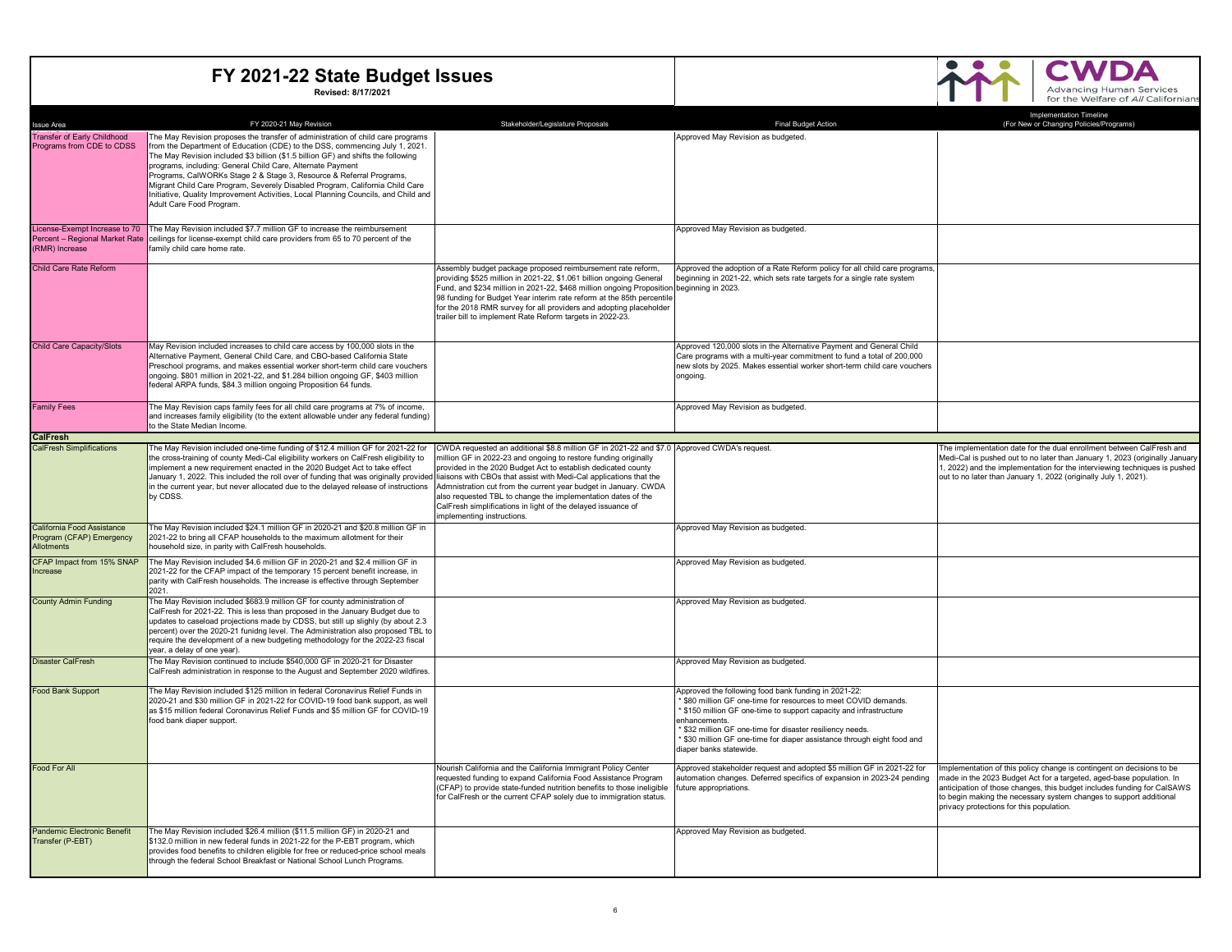# FY 2021-22 State Budget Issues

**Revised: 8/17/2021**

CWDA — Advancing Human Services for the Welfare of *All* Californians

| Issue Area | FY 2020-21 May Revision | Stakeholder/Legislature Proposals | Final Budget Action | Implementation Timeline (For New or Changing Policies/Programs) |
|---|---|---|---|---|
| Transfer of Early Childhood Programs from CDE to CDSS | The May Revision proposes the transfer of administration of child care programs from the Department of Education (CDE) to the DSS, commencing July 1, 2021. The May Revision included $3 billion ($1.5 billion GF) and shifts the following programs, including: General Child Care, Alternate Payment Programs, CalWORKs Stage 2 & Stage 3, Resource & Referral Programs, Migrant Child Care Program, Severely Disabled Program, California Child Care Initiative, Quality Improvement Activities, Local Planning Councils, and Child and Adult Care Food Program. | | Approved May Revision as budgeted. | |
| License-Exempt Increase to 70 Percent – Regional Market Rate (RMR) Increase | The May Revision included $7.7 million GF to increase the reimbursement ceilings for license-exempt child care providers from 65 to 70 percent of the family child care home rate. | | Approved May Revision as budgeted. | |
| Child Care Rate Reform | | Assembly budget package proposed reimbursement rate reform, providing $525 million in 2021-22, $1.061 billion ongoing General Fund, and $234 million in 2021-22, $468 million ongoing Proposition 98 funding for Budget Year interim rate reform at the 85th percentile for the 2018 RMR survey for all providers and adopting placeholder trailer bill to implement Rate Reform targets in 2022-23. | Approved the adoption of a Rate Reform policy for all child care programs, beginning in 2021-22, which sets rate targets for a single rate system beginning in 2023. | |
| Child Care Capacity/Slots | May Revision included increases to child care access by 100,000 slots in the Alternative Payment, General Child Care, and CBO-based California State Preschool programs, and makes essential worker short-term child care vouchers ongoing. $801 million in 2021-22, and $1.284 billion ongoing GF, $403 million federal ARPA funds, $84.3 million ongoing Proposition 64 funds. | | Approved 120,000 slots in the Alternative Payment and General Child Care programs with a multi-year commitment to fund a total of 200,000 new slots by 2025. Makes essential worker short-term child care vouchers ongoing. | |
| Family Fees | The May Revision caps family fees for all child care programs at 7% of income, and increases family eligibility (to the extent allowable under any federal funding) to the State Median Income. | | Approved May Revision as budgeted. | |
| **CalFresh** | | | | |
| CalFresh Simplifications | The May Revision included one-time funding of $12.4 million GF for 2021-22 for the cross-training of county Medi-Cal eligibility workers on CalFresh eligibility to implement a new requirement enacted in the 2020 Budget Act to take effect January 1, 2022. This included the roll over of funding that was originally provided in the current year, but never allocated due to the delayed release of instructions by CDSS. | CWDA requested an additional $8.8 million GF in 2021-22 and $7.0 million GF in 2022-23 and ongoing to restore funding originally provided in the 2020 Budget Act to establish dedicated county liaisons with CBOs that assist with Medi-Cal applications that the Admnistration cut from the current year budget in January. CWDA also requested TBL to change the implementation dates of the CalFresh simplifications in light of the delayed issuance of implementing instructions. | Approved CWDA's request. | The implementation date for the dual enrollment between CalFresh and Medi-Cal is pushed out to no later than January 1, 2023 (originally January 1, 2022) and the implementation for the interviewing techniques is pushed out to no later than January 1, 2022 (originally July 1, 2021). |
| California Food Assistance Program (CFAP) Emergency Allotments | The May Revision included $24.1 million GF in 2020-21 and $20.8 million GF in 2021-22 to bring all CFAP households to the maximum allotment for their household size, in parity with CalFresh households. | | Approved May Revision as budgeted. | |
| CFAP Impact from 15% SNAP Increase | The May Revision included $4.6 million GF in 2020-21 and $2.4 million GF in 2021-22 for the CFAP impact of the temporary 15 percent benefit increase, in parity with CalFresh households. The increase is effective through September 2021. | | Approved May Revision as budgeted. | |
| County Admin Funding | The May Revision included $683.9 million GF for county administration of CalFresh for 2021-22. This is less than proposed in the January Budget due to updates to caseload projections made by CDSS, but still up slighly (by about 2.3 percent) over the 2020-21 funidng level. The Administration also proposed TBL to require the development of a new budgeting methodology for the 2022-23 fiscal year, a delay of one year). | | Approved May Revision as budgeted. | |
| Disaster CalFresh | The May Revision continued to include $540,000 GF in 2020-21 for Disaster CalFresh administration in response to the August and September 2020 wildfires. | | Approved May Revision as budgeted. | |
| Food Bank Support | The May Revision included $125 million in federal Coronavirus Relief Funds in 2020-21 and $30 million GF in 2021-22 for COVID-19 food bank support, as well as $15 million federal Coronavirus Relief Funds and $5 million GF for COVID-19 food bank diaper support. | | Approved the following food bank funding in 2021-22:<br>* $80 million GF one-time for resources to meet COVID demands.<br>* $150 million GF one-time to support capacity and infrastructure enhancements.<br>* $32 million GF one-time for disaster resiliency needs.<br>* $30 million GF one-time for diaper assistance through eight food and diaper banks statewide. | |
| Food For All | | Nourish California and the California Immigrant Policy Center requested funding to expand California Food Assistance Program (CFAP) to provide state-funded nutrition benefits to those ineligible for CalFresh or the current CFAP solely due to immigration status. | Approved stakeholder request and adopted $5 million GF in 2021-22 for automation changes. Deferred specifics of expansion in 2023-24 pending future appropriations. | Implementation of this policy change is contingent on decisions to be made in the 2023 Budget Act for a targeted, aged-base population. In anticipation of those changes, this budget includes funding for CalSAWS to begin making the necessary system changes to support additional privacy protections for this population. |
| Pandemic Electronic Benefit Transfer (P-EBT) | The May Revision included $26.4 million ($11.5 million GF) in 2020-21 and $132.0 million in new federal funds in 2021-22 for the P-EBT program, which provides food benefits to children eligible for free or reduced-price school meals through the federal School Breakfast or National School Lunch Programs. | | Approved May Revision as budgeted. | |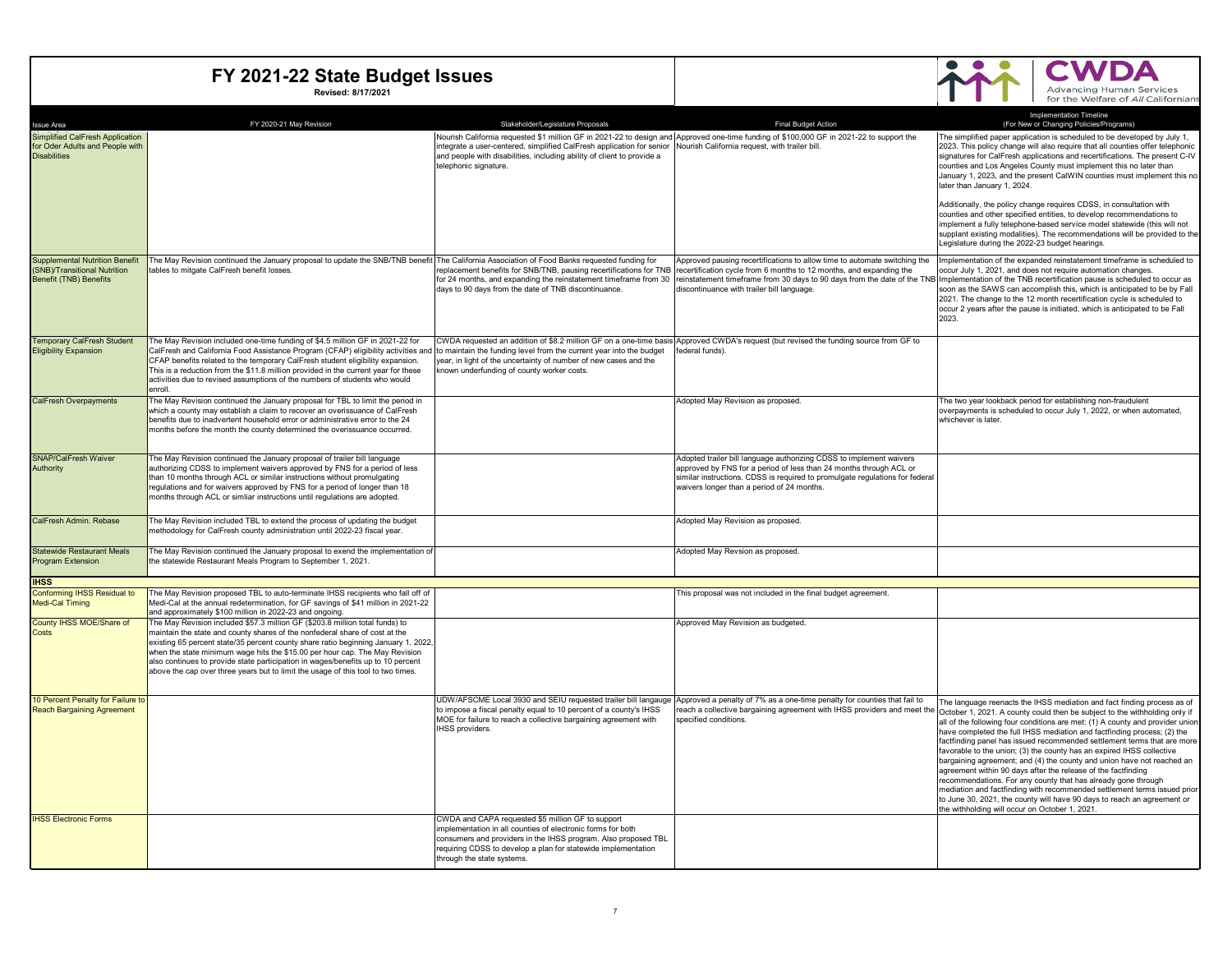# FY 2021-22 State Budget Issues

**Revised: 8/17/2021**

CWDA — Advancing Human Services for the Welfare of *All* Californians

| Issue Area | FY 2020-21 May Revision | Stakeholder/Legislature Proposals | Final Budget Action | Implementation Timeline (For New or Changing Policies/Programs) |
|---|---|---|---|---|
| Simplified CalFresh Application for Oder Adults and People with Disabilities | | Nourish California requested $1 million GF in 2021-22 to design and integrate a user-centered, simplified CalFresh application for senior and people with disabilities, including ability of client to provide a telephonic signature. | Approved one-time funding of $100,000 GF in 2021-22 to support the Nourish California request, with trailer bill. | The simplified paper application is scheduled to be developed by July 1, 2023. This policy change will also require that all counties offer telephonic signatures for CalFresh applications and recertifications. The present C-IV counties and Los Angeles County must implement this no later than January 1, 2023, and the present CalWIN counties must implement this no later than January 1, 2024.<br><br>Additionally, the policy change requires CDSS, in consultation with counties and other specified entities, to develop recommendations to implement a fully telephone-based service model statewide (this will not supplant existing modalities). The recommendations will be provided to the Legislature during the 2022-23 budget hearings. |
| Supplemental Nutrition Benefit (SNB)/Transitional Nutrition Benefit (TNB) Benefits | The May Revision continued the January proposal to update the SNB/TNB benefit tables to mitgate CalFresh benefit losses. | The California Association of Food Banks requested funding for replacement benefits for SNB/TNB, pausing recertifications for TNB for 24 months, and expanding the reinstatement timeframe from 30 days to 90 days from the date of TNB discontinuance. | Approved pausing recertifications to allow time to automate switching the recertification cycle from 6 months to 12 months, and expanding the reinstatement timeframe from 30 days to 90 days from the date of the TNB discontinuance with trailer bill language. | Implementation of the expanded reinstatement timeframe is scheduled to occur July 1, 2021, and does not require automation changes. Implementation of the TNB recertification pause is scheduled to occur as soon as the SAWS can accomplish this, which is anticipated to be by Fall 2021. The change to the 12 month recertification cycle is scheduled to occur 2 years after the pause is initiated, which is anticipated to be Fall 2023. |
| Temporary CalFresh Student Eligibility Expansion | The May Revision included one-time funding of $4.5 million GF in 2021-22 for CalFresh and California Food Assistance Program (CFAP) eligibility activities and CFAP benefits related to the temporary CalFresh student eligibility expansion. This is a reduction from the $11.8 million provided in the current year for these activities due to revised assumptions of the numbers of students who would enroll. | CWDA requested an addition of $8.2 million GF on a one-time basis to maintain the funding level from the current year into the budget year, in light of the uncertainty of number of new cases and the known underfunding of county worker costs. | Approved CWDA's request (but revised the funding source from GF to federal funds). | |
| CalFresh Overpayments | The May Revision continued the January proposal for TBL to limit the period in which a county may establish a claim to recover an overissuance of CalFresh benefits due to inadvertent household error or administrative error to the 24 months before the month the county determined the overissuance occurred. | | Adopted May Revision as proposed. | The two year lookback period for establishing non-fraudulent overpayments is scheduled to occur July 1, 2022, or when automated, whichever is later. |
| SNAP/CalFresh Waiver Authority | The May Revision continued the January proposal of trailer bill language authorizing CDSS to implement waivers approved by FNS for a period of less than 10 months through ACL or similar instructions without promulgating regulations and for waivers approved by FNS for a period of longer than 18 months through ACL or simliar instructions until regulations are adopted. | | Adopted trailer bill language authorizing CDSS to implement waivers approved by FNS for a period of less than 24 months through ACL or similar instructions. CDSS is required to promulgate regulations for federal waivers longer than a period of 24 months. | |
| CalFresh Admin. Rebase | The May Revision included TBL to extend the process of updating the budget methodology for CalFresh county administration until 2022-23 fiscal year. | | Adopted May Revision as proposed. | |
| Statewide Restaurant Meals Program Extension | The May Revision continued the January proposal to exend the implementation of the statewide Restaurant Meals Program to September 1, 2021. | | Adopted May Revsion as proposed. | |
| **IHSS** | | | | |
| Conforming IHSS Residual to Medi-Cal Timing | The May Revision proposed TBL to auto-terminate IHSS recipients who fall off of Medi-Cal at the annual redetermination, for GF savings of $41 million in 2021-22 and approximately $100 million in 2022-23 and ongoing. | | This proposal was not included in the final budget agreement. | |
| County IHSS MOE/Share of Costs | The May Revision included $57.3 million GF ($203.8 million total funds) to maintain the state and county shares of the nonfederal share of cost at the existing 65 percent state/35 percent county share ratio beginning January 1, 2022, when the state minimum wage hits the $15.00 per hour cap. The May Revision also continues to provide state participation in wages/benefits up to 10 percent above the cap over three years but to limit the usage of this tool to two times. | | Approved May Revision as budgeted. | |
| 10 Percent Penalty for Failure to Reach Bargaining Agreement | | UDW/AFSCME Local 3930 and SEIU requested trailer bill langauge to impose a fiscal penalty equal to 10 percent of a county's IHSS MOE for failure to reach a collective bargaining agreement with IHSS providers. | Approved a penalty of 7% as a one-time penalty for counties that fail to reach a collective bargaining agreement with IHSS providers and meet the specified conditions. | The language reenacts the IHSS mediation and fact finding process as of October 1, 2021. A county could then be subject to the withholding only if all of the following four conditions are met: (1) A county and provider union have completed the full IHSS mediation and factfinding process; (2) the factfinding panel has issued recommended settlement terms that are more favorable to the union; (3) the county has an expired IHSS collective bargaining agreement; and (4) the county and union have not reached an agreement within 90 days after the release of the factfinding recommendations. For any county that has already gone through mediation and factfinding with recommended settlement terms issued prior to June 30, 2021, the county will have 90 days to reach an agreement or the withholding will occur on October 1, 2021. |
| IHSS Electronic Forms | | CWDA and CAPA requested $5 million GF to support implementation in all counties of electronic forms for both consumers and providers in the IHSS program. Also proposed TBL requiring CDSS to develop a plan for statewide implementation through the state systems. | | |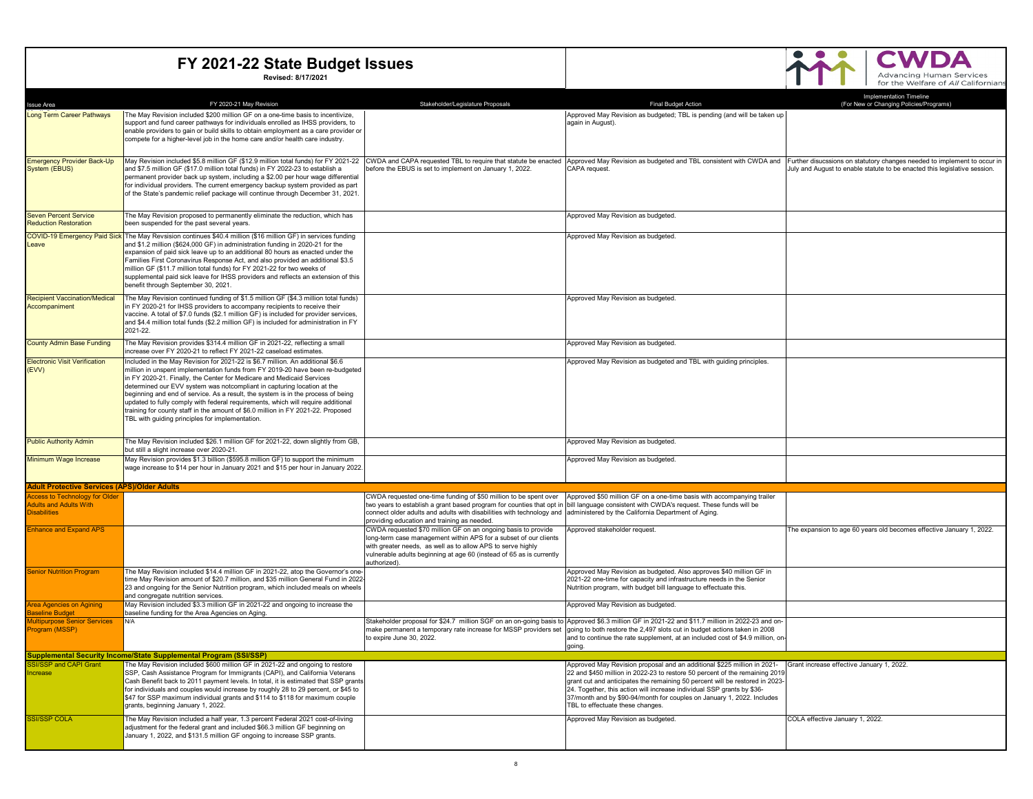# FY 2021-22 State Budget Issues

**Revised: 8/17/2021**

CWDA — Advancing Human Services for the Welfare of *All* Californians

| Issue Area | FY 2020-21 May Revision | Stakeholder/Legislature Proposals | Final Budget Action | Implementation Timeline (For New or Changing Policies/Programs) |
|---|---|---|---|---|
| Long Term Career Pathways | The May Revision included $200 million GF on a one-time basis to incentivize, support and fund career pathways for individuals enrolled as IHSS providers, to enable providers to gain or build skills to obtain employment as a care provider or compete for a higher-level job in the home care and/or health care industry. | | Approved May Revision as budgeted; TBL is pending (and will be taken up again in August). | |
| Emergency Provider Back-Up System (EBUS) | May Revision included $5.8 million GF ($12.9 million total funds) for FY 2021-22 and $7.5 million GF ($17.0 million total funds) in FY 2022-23 to establish a permanent provider back up system, including a $2.00 per hour wage differential for individual providers. The current emergency backup system provided as part of the State's pandemic relief package will continue through December 31, 2021. | CWDA and CAPA requested TBL to require that statute be enacted before the EBUS is set to implement on January 1, 2022. | Approved May Revision as budgeted and TBL consistent with CWDA and CAPA request. | Further disucssions on statutory changes needed to implement to occur in July and August to enable statute to be enacted this legislative session. |
| Seven Percent Service Reduction Restoration | The May Revision proposed to permanently eliminate the reduction, which has been suspended for the past several years. | | Approved May Revision as budgeted. | |
| COVID-19 Emergency Paid Sick Leave | The May Revsision continues $40.4 million ($16 million GF) in services funding and $1.2 million ($624,000 GF) in administration funding in 2020-21 for the expansion of paid sick leave up to an additional 80 hours as enacted under the Families First Coronavirus Response Act, and also provided an additional $3.5 million GF ($11.7 million total funds) for FY 2021-22 for two weeks of supplemental paid sick leave for IHSS providers and reflects an extension of this benefit through September 30, 2021. | | Approved May Revision as budgeted. | |
| Recipient Vaccination/Medical Accompaniment | The May Revision continued funding of $1.5 million GF ($4.3 million total funds) in FY 2020-21 for IHSS providers to accompany recipients to receive their vaccine. A total of $7.0 funds ($2.1 million GF) is included for provider services, and $4.4 million total funds ($2.2 million GF) is included for administration in FY 2021-22. | | Approved May Revision as budgeted. | |
| County Admin Base Funding | The May Revision provides $314.4 million GF in 2021-22, reflecting a small increase over FY 2020-21 to reflect FY 2021-22 caseload estimates. | | Approved May Revision as budgeted. | |
| Electronic Visit Verification (EVV) | Included in the May Revision for 2021-22 is $6.7 million. An additional $6.6 million in unspent implementation funds from FY 2019-20 have been re-budgeted in FY 2020-21. Finally, the Center for Medicare and Medicaid Services determined our EVV system was notcompliant in capturing location at the beginning and end of service. As a result, the system is in the process of being updated to fully comply with federal requirements, which will require additional training for county staff in the amount of $6.0 million in FY 2021-22. Proposed TBL with guiding principles for implementation. | | Approved May Revision as budgeted and TBL with guiding principles. | |
| Public Authority Admin | The May Revision included $26.1 million GF for 2021-22, down slightly from GB, but still a slight increase over 2020-21. | | Approved May Revision as budgeted. | |
| Minimum Wage Increase | May Revision provides $1.3 billion ($595.8 million GF) to support the minimum wage increase to $14 per hour in January 2021 and $15 per hour in January 2022. | | Approved May Revision as budgeted. | |
| **Adult Protective Services (APS)/Older Adults** | | | | |
| Access to Technology for Older Adults and Adults With Disabilities | | CWDA requested one-time funding of $50 million to be spent over two years to establish a grant based program for counties that opt in to connect older adults and adults with disabilities with technology and providing education and training as needed. | Approved $50 million GF on a one-time basis with accompanying trailer bill language consistent with CWDA's request. These funds will be administered by the California Department of Aging. | |
| Enhance and Expand APS | | CWDA requested $70 million GF on an ongoing basis to provide long-term case management within APS for a subset of our clients with greater needs, as well as to allow APS to serve highly vulnerable adults beginning at age 60 (instead of 65 as is currently authorized). | Approved stakeholder request. | The expansion to age 60 years old becomes effective January 1, 2022. |
| Senior Nutrition Program | The May Revision included $14.4 million GF in 2021-22, atop the Governor's one-time May Revision amount of $20.7 million, and $35 million General Fund in 2022-23 and ongoing for the Senior Nutrition program, which included meals on wheels and congregate nutrition services. | | Approved May Revision as budgeted. Also approves $40 million GF in 2021-22 one-time for capacity and infrastructure needs in the Senior Nutrition program, with budget bill language to effectuate this. | |
| Area Agencies on Agining Baseline Budget | May Revision included $3.3 million GF in 2021-22 and ongoing to increase the baseline funding for the Area Agencies on Aging. | | Approved May Revision as budgeted. | |
| Multipurpose Senior Services Program (MSSP) | N/A | Stakeholder proposal for $24.7 million SGF on an on-going basis to make permanent a temporary rate increase for MSSP providers set to expire June 30, 2022. | Approved $6.3 million GF in 2021-22 and $11.7 million in 2022-23 and on-going to both restore the 2,497 slots cut in budget actions taken in 2008 and to continue the rate supplement, at an included cost of $4.9 million, on-going. | |
| **Supplemental Security Income/State Supplemental Program (SSI/SSP)** | | | | |
| SSI/SSP and CAPI Grant Increase | The May Revision included $600 million GF in 2021-22 and ongoing to restore SSP, Cash Assistance Program for Immigrants (CAPI), and California Veterans Cash Benefit back to 2011 payment levels. In total, it is estimated that SSP grants for individuals and couples would increase by roughly 28 to 29 percent, or $45 to $47 for SSP maximum individual grants and $114 to $118 for maximum couple grants, beginning January 1, 2022. | | Approved May Revision proposal and an additional $225 million in 2021-22 and $450 million in 2022-23 to restore 50 percent of the remaining 2019 grant cut and anticipates the remaining 50 percent will be restored in 2023-24. Together, this action will increase individual SSP grants by $36-37/month and by $90-94/month for couples on January 1, 2022. Includes TBL to effectuate these changes. | Grant increase effective January 1, 2022. |
| SSI/SSP COLA | The May Revision included a half year, 1.3 percent Federal 2021 cost-of-living adjustment for the federal grant and included $66.3 million GF beginning on January 1, 2022, and $131.5 million GF ongoing to increase SSP grants. | | Approved May Revision as budgeted. | COLA effective January 1, 2022. |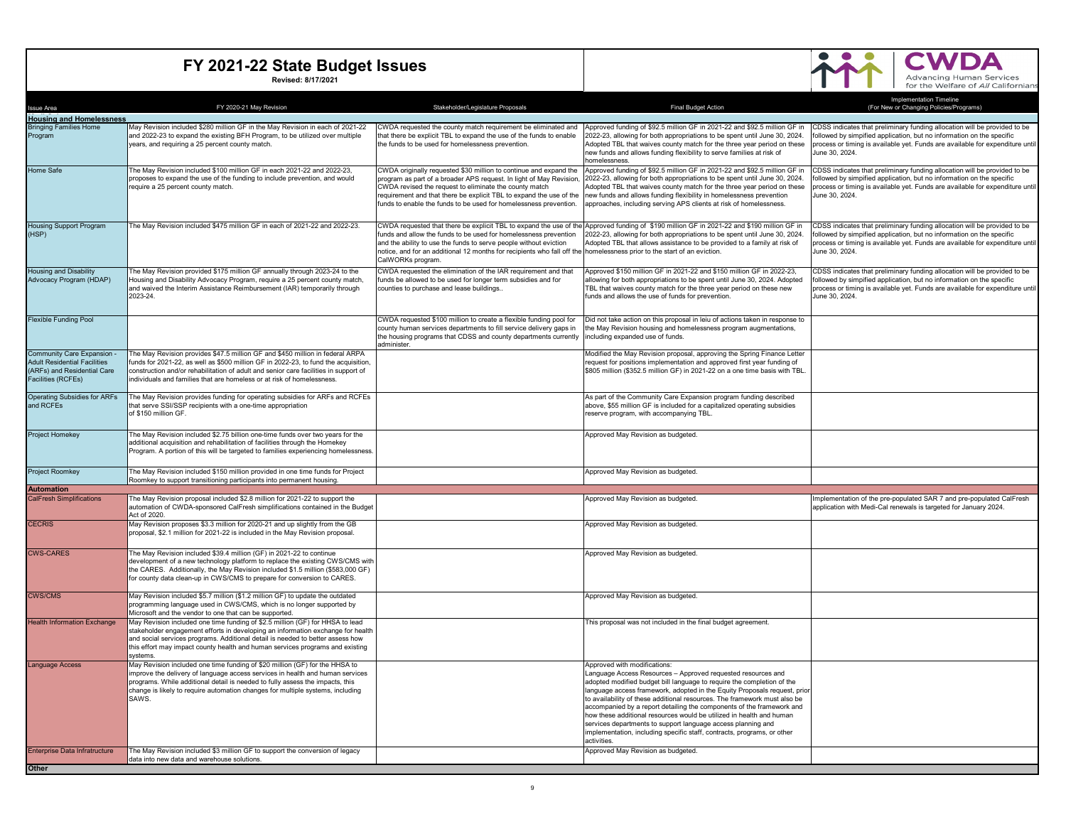# FY 2021-22 State Budget Issues

**Revised: 8/17/2021**

CWDA — Advancing Human Services for the Welfare of *All* Californians

| Issue Area | FY 2020-21 May Revision | Stakeholder/Legislature Proposals | Final Budget Action | Implementation Timeline (For New or Changing Policies/Programs) |
|---|---|---|---|---|
| **Housing and Homelessness** | | | | |
| Bringing Families Home Program | May Revision included $280 million GF in the May Revision in each of 2021-22 and 2022-23 to expand the existing BFH Program, to be utilized over multiple years, and requiring a 25 percent county match. | CWDA requested the county match requirement be eliminated and that there be explicit TBL to expand the use of the funds to enable the funds to be used for homelessness prevention. | Approved funding of $92.5 million GF in 2021-22 and $92.5 million GF in 2022-23, allowing for both appropriations to be spent until June 30, 2024. Adopted TBL that waives county match for the three year period on these new funds and allows funding flexibility to serve families at risk of homelessness. | CDSS indicates that preliminary funding allocation will be provided to be followed by simpified application, but no information on the specific process or timing is available yet. Funds are available for expenditure until June 30, 2024. |
| Home Safe | The May Revision included $100 million GF in each 2021-22 and 2022-23, proposes to expand the use of the funding to include prevention, and would require a 25 percent county match. | CWDA originally requested $30 million to continue and expand the program as part of a broader APS request. In light of May Revision, CWDA revised the request to eliminate the county match requirement and that there be explicit TBL to expand the use of the funds to enable the funds to be used for homelessness prevention. | Approved funding of $92.5 million GF in 2021-22 and $92.5 million GF in 2022-23, allowing for both appropriations to be spent until June 30, 2024. Adopted TBL that waives county match for the three year period on these new funds and allows funding flexibility in homelessness prevention approaches, including serving APS clients at risk of homelessness. | CDSS indicates that preliminary funding allocation will be provided to be followed by simpified application, but no information on the specific process or timing is available yet. Funds are available for expenditure until June 30, 2024. |
| Housing Support Program (HSP) | The May Revision included $475 million GF in each of 2021-22 and 2022-23. | CWDA requested that there be explicit TBL to expand the use of the funds and allow the funds to be used for homelessness prevention and the ability to use the funds to serve people without eviction notice, and for an additional 12 months for recipients who fall off the CalWORKs program. | Approved funding of $190 million GF in 2021-22 and $190 million GF in 2022-23, allowing for both appropriations to be spent until June 30, 2024. Adopted TBL that allows assistance to be provided to a family at risk of homelessness prior to the start of an eviction. | CDSS indicates that preliminary funding allocation will be provided to be followed by simpified application, but no information on the specific process or timing is available yet. Funds are available for expenditure until June 30, 2024. |
| Housing and Disability Advocacy Program (HDAP) | The May Revision provided $175 million GF annually through 2023-24 to the Housing and Disability Advocacy Program, require a 25 percent county match, and waived the Interim Assistance Reimbursement (IAR) temporarily through 2023-24. | CWDA requested the elimination of the IAR requirement and that funds be allowed to be used for longer term subsidies and for counties to purchase and lease buildings.. | Approved $150 million GF in 2021-22 and $150 million GF in 2022-23, allowing for both appropriations to be spent until June 30, 2024. Adopted TBL that waives county match for the three year period on these new funds and allows the use of funds for prevention. | CDSS indicates that preliminary funding allocation will be provided to be followed by simpified application, but no information on the specific process or timing is available yet. Funds are available for expenditure until June 30, 2024. |
| Flexible Funding Pool | | CWDA requested $100 million to create a flexible funding pool for county human services departments to fill service delivery gaps in the housing programs that CDSS and county departments currently administer. | Did not take action on this proposal in leiu of actions taken in response to the May Revision housing and homelessness program augmentations, including expanded use of funds. | |
| Community Care Expansion - Adult Residential Facilities (ARFs) and Residential Care Facilities (RCFEs) | The May Revision provides $47.5 million GF and $450 million in federal ARPA funds for 2021-22, as well as $500 million GF in 2022-23, to fund the acquisition, construction and/or rehabilitation of adult and senior care facilities in support of individuals and families that are homeless or at risk of homelessness. | | Modified the May Revision proposal, approving the Spring Finance Letter request for positions implementation and approved first year funding of $805 million ($352.5 million GF) in 2021-22 on a one time basis with TBL. | |
| Operating Subsidies for ARFs and RCFEs | The May Revision provides funding for operating subsidies for ARFs and RCFEs that serve SSI/SSP recipients with a one-time appropriation of $150 million GF. | | As part of the Community Care Expansion program funding described above, $55 million GF is included for a capitalized operating subsidies reserve program, with accompanying TBL. | |
| Project Homekey | The May Revision included $2.75 billion one-time funds over two years for the additional acquisition and rehabilitation of facilities through the Homekey Program. A portion of this will be targeted to families experiencing homelessness. | | Approved May Revision as budgeted. | |
| Project Roomkey | The May Revision included $150 million provided in one time funds for Project Roomkey to support transitioning participants into permanent housing. | | Approved May Revision as budgeted. | |
| **Automation** | | | | |
| CalFresh Simplifications | The May Revision proposal included $2.8 million for 2021-22 to support the automation of CWDA-sponsored CalFresh simplifications contained in the Budget Act of 2020. | | Approved May Revision as budgeted. | Implementation of the pre-populated SAR 7 and pre-populated CalFresh application with Medi-Cal renewals is targeted for January 2024. |
| CECRIS | May Revision proposes $3.3 million for 2020-21 and up slightly from the GB proposal, $2.1 million for 2021-22 is included in the May Revision proposal. | | Approved May Revision as budgeted. | |
| CWS-CARES | The May Revision included $39.4 million (GF) in 2021-22 to continue development of a new technology platform to replace the existing CWS/CMS with the CARES. Additionally, the May Revision included $1.5 million ($583,000 GF) for county data clean-up in CWS/CMS to prepare for conversion to CARES. | | Approved May Revision as budgeted. | |
| CWS/CMS | May Revision included $5.7 million ($1.2 million GF) to update the outdated programming language used in CWS/CMS, which is no longer supported by Microsoft and the vendor to one that can be supported. | | Approved May Revision as budgeted. | |
| Health Information Exchange | May Revision included one time funding of $2.5 million (GF) for HHSA to lead stakeholder engagement efforts in developing an information exchange for health and social services programs. Additional detail is needed to better assess how this effort may impact county health and human services programs and existing systems. | | This proposal was not included in the final budget agreement. | |
| Language Access | May Revision included one time funding of $20 million (GF) for the HHSA to improve the delivery of language access services in health and human services programs. While additional detail is needed to fully assess the impacts, this change is likely to require automation changes for multiple systems, including SAWS. | | Approved with modifications:<br>Language Access Resources – Approved requested resources and adopted modified budget bill language to require the completion of the language access framework, adopted in the Equity Proposals request, prior to availability of these additional resources. The framework must also be accompanied by a report detailing the components of the framework and how these additional resources would be utilized in health and human services departments to support language access planning and implementation, including specific staff, contracts, programs, or other activities. | |
| Enterprise Data Infratructure | The May Revision included $3 million GF to support the conversion of legacy data into new data and warehouse solutions. | | Approved May Revision as budgeted. | |
| **Other** | | | | |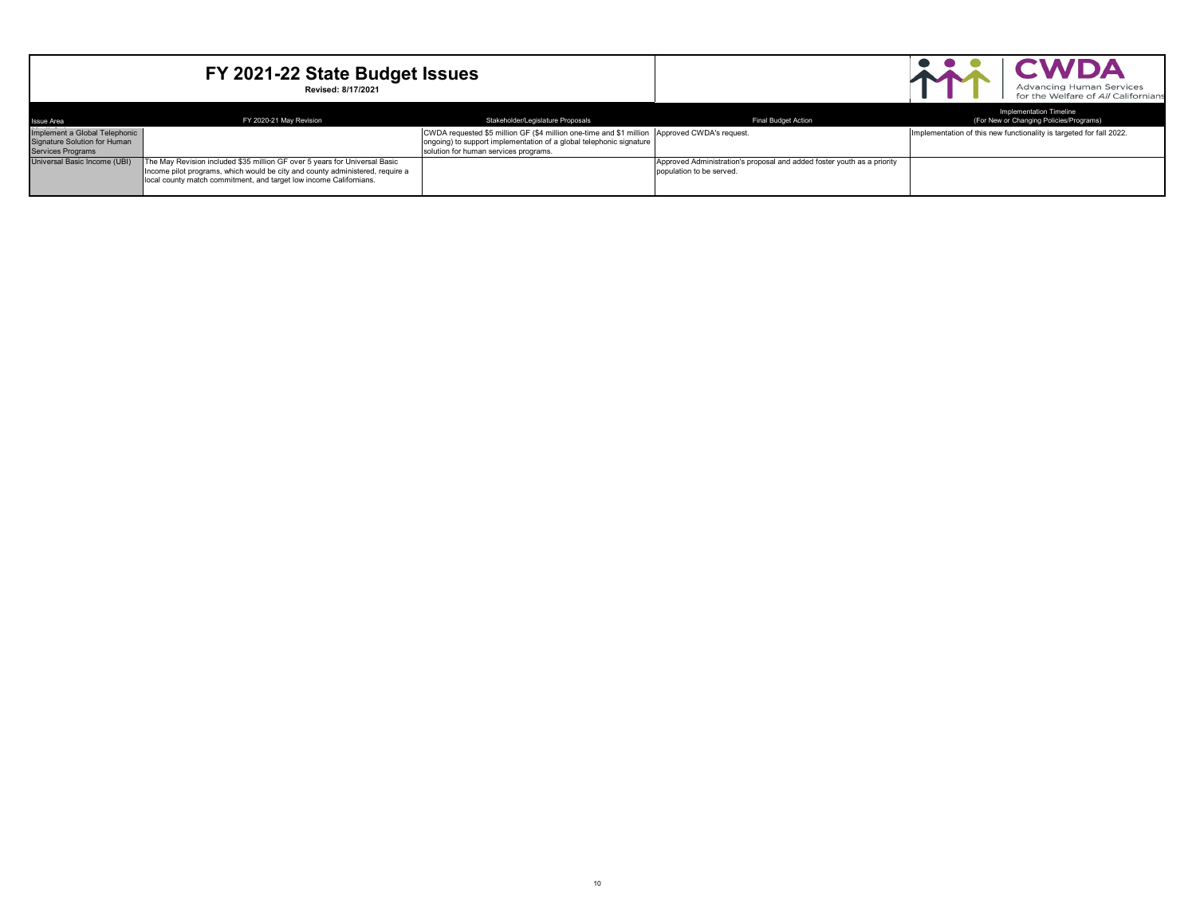# FY 2021-22 State Budget Issues

**Revised: 8/17/2021**

CWDA — Advancing Human Services for the Welfare of *All* Californians

| Issue Area | FY 2020-21 May Revision | Stakeholder/Legislature Proposals | Final Budget Action | Implementation Timeline (For New or Changing Policies/Programs) |
|---|---|---|---|---|
| Implement a Global Telephonic Signature Solution for Human Services Programs | | CWDA requested $5 million GF ($4 million one-time and $1 million ongoing) to support implementation of a global telephonic signature solution for human services programs. | Approved CWDA's request. | Implementation of this new functionality is targeted for fall 2022. |
| Universal Basic Income (UBI) | The May Revision included $35 million GF over 5 years for Universal Basic Income pilot programs, which would be city and county administered, require a local county match commitment, and target low income Californians. | | Approved Administration's proposal and added foster youth as a priority population to be served. | |